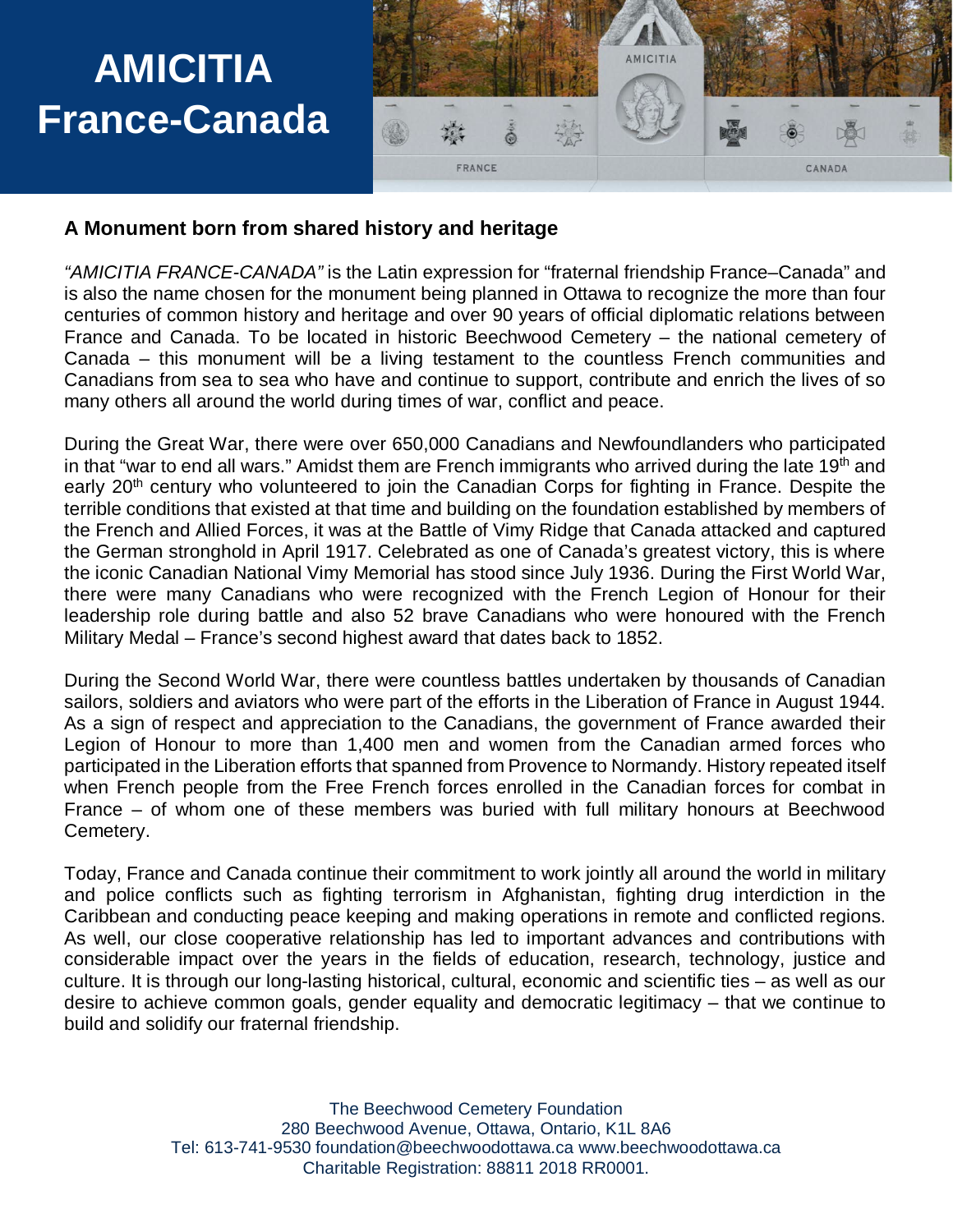# AMICITIA France-Canada

## A Monument born from shared history and heritage

*"AMICITIA FRANCE-CANADA"* is the Latin expression for "fraternal friendship France–Canada" and is also the name chosen for the monument being planned in Ottawa to recognize the more than four centuries of common history and heritage and over 90 years of official diplomatic relations between France and Canada. To be located in historic Beechwood Cemetery – the national cemetery of Canada – this monument will be a living testament to the countless French communities and Canadians from sea to sea who have and continue to support, contribute and enrich the lives of so many others all around the world during times of war, conflict and peace.

During the Great War, there were over 650,000 Canadians and Newfoundlanders who participated in that "war to end all wars." Amidst them are French immigrants who arrived during the late 19th and early 20th century who volunteered to join the Canadian Corps for fighting in France. Despite the terrible conditions that existed at that time and building on the foundation established by members of the French and Allied Forces, it was at the Battle of Vimy Ridge that Canada attacked and captured the German stronghold in April 1917. Celebrated as one of Canada's greatest victory, this is where the iconic Canadian National Vimy Memorial has stood since July 1936. During the First World War, there were many Canadians who were recognized with the French Legion of Honour for their leadership role during battle and also 52 brave Canadians who were honoured with the French Military Medal – France's second highest award that dates back to 1852.

During the Second World War, there were countless battles undertaken by thousands of Canadian sailors, soldiers and aviators who were part of the efforts in the Liberation of France in August 1944. As a sign of respect and appreciation to the Canadians, the government of France awarded their Legion of Honour to more than 1,400 men and women from the Canadian armed forces who participated in the Liberation efforts that spanned from Provence to Normandy. History repeated itself when French people from the Free French forces enrolled in the Canadian forces for combat in France – of whom one of these members was buried with full military honours at Beechwood Cemetery.

Today, France and Canada continue their commitment to work jointly all around the world in military and police conflicts such as fighting terrorism in Afghanistan, fighting drug interdiction in the Caribbean and conducting peace keeping and making operations in remote and conflicted regions. As well, our close cooperative relationship has led to important advances and contributions with considerable impact over the years in the fields of education, research, technology, justice and culture. It is through our long-lasting historical, cultural, economic and scientific ties – as well as our desire to achieve common goals, gender equality and democratic legitimacy – that we continue to build and solidify our fraternal friendship.

The Beechwood Cemetery Foundation
280 Beechwood Avenue, Ottawa, Ontario, K1L 8A6
Tel: 613-741-9530 foundation@beechwoodottawa.ca www.beechwoodottawa.ca
Charitable Registration: 88811 2018 RR0001.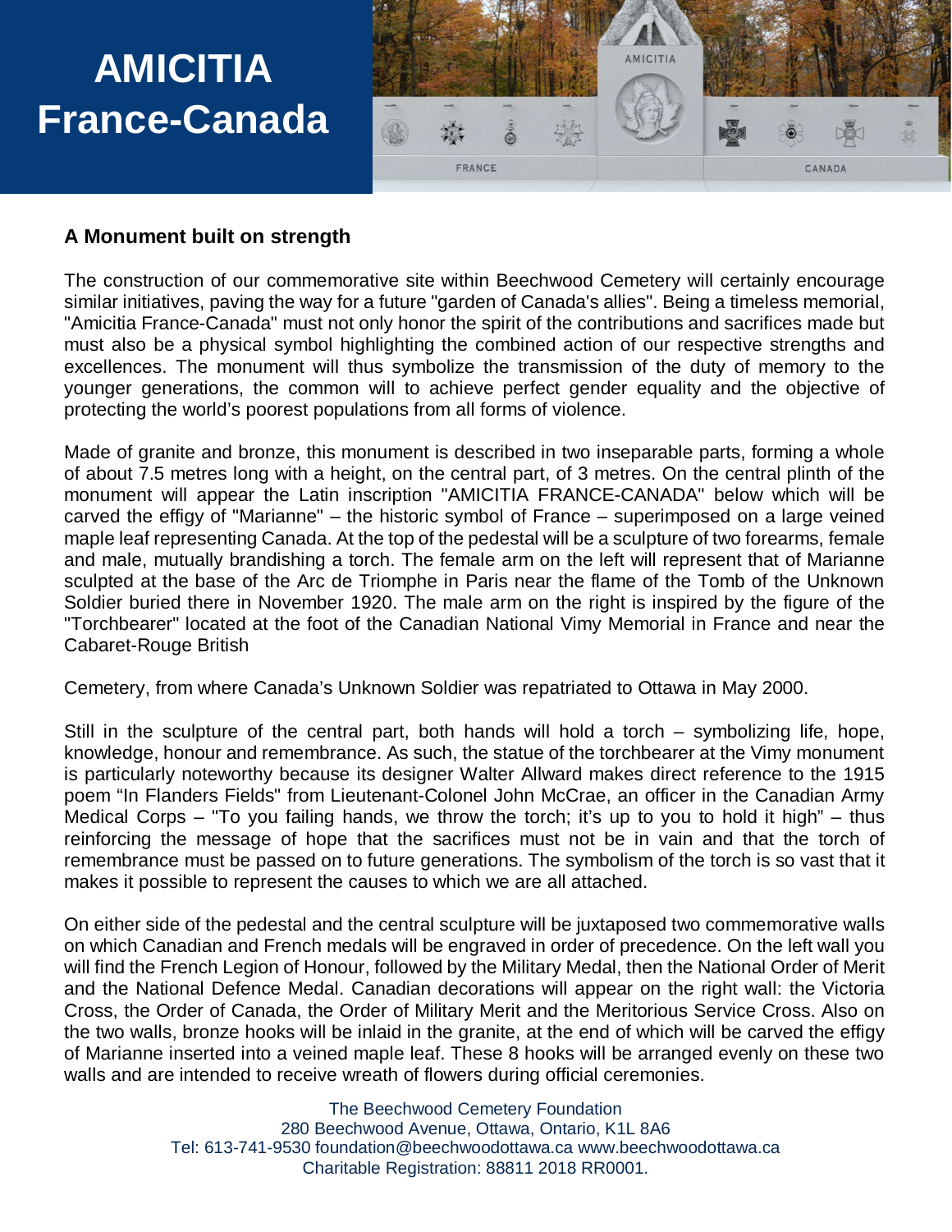# AMICITIA France-Canada

## A Monument built on strength

The construction of our commemorative site within Beechwood Cemetery will certainly encourage similar initiatives, paving the way for a future "garden of Canada's allies". Being a timeless memorial, "Amicitia France-Canada" must not only honor the spirit of the contributions and sacrifices made but must also be a physical symbol highlighting the combined action of our respective strengths and excellences. The monument will thus symbolize the transmission of the duty of memory to the younger generations, the common will to achieve perfect gender equality and the objective of protecting the world's poorest populations from all forms of violence.

Made of granite and bronze, this monument is described in two inseparable parts, forming a whole of about 7.5 metres long with a height, on the central part, of 3 metres. On the central plinth of the monument will appear the Latin inscription "AMICITIA FRANCE-CANADA" below which will be carved the effigy of "Marianne" – the historic symbol of France – superimposed on a large veined maple leaf representing Canada. At the top of the pedestal will be a sculpture of two forearms, female and male, mutually brandishing a torch. The female arm on the left will represent that of Marianne sculpted at the base of the Arc de Triomphe in Paris near the flame of the Tomb of the Unknown Soldier buried there in November 1920. The male arm on the right is inspired by the figure of the "Torchbearer" located at the foot of the Canadian National Vimy Memorial in France and near the Cabaret-Rouge British

Cemetery, from where Canada's Unknown Soldier was repatriated to Ottawa in May 2000.

Still in the sculpture of the central part, both hands will hold a torch – symbolizing life, hope, knowledge, honour and remembrance. As such, the statue of the torchbearer at the Vimy monument is particularly noteworthy because its designer Walter Allward makes direct reference to the 1915 poem "In Flanders Fields" from Lieutenant-Colonel John McCrae, an officer in the Canadian Army Medical Corps – "To you failing hands, we throw the torch; it's up to you to hold it high" – thus reinforcing the message of hope that the sacrifices must not be in vain and that the torch of remembrance must be passed on to future generations. The symbolism of the torch is so vast that it makes it possible to represent the causes to which we are all attached.

On either side of the pedestal and the central sculpture will be juxtaposed two commemorative walls on which Canadian and French medals will be engraved in order of precedence. On the left wall you will find the French Legion of Honour, followed by the Military Medal, then the National Order of Merit and the National Defence Medal. Canadian decorations will appear on the right wall: the Victoria Cross, the Order of Canada, the Order of Military Merit and the Meritorious Service Cross. Also on the two walls, bronze hooks will be inlaid in the granite, at the end of which will be carved the effigy of Marianne inserted into a veined maple leaf. These 8 hooks will be arranged evenly on these two walls and are intended to receive wreath of flowers during official ceremonies.

The Beechwood Cemetery Foundation
280 Beechwood Avenue, Ottawa, Ontario, K1L 8A6
Tel: 613-741-9530 foundation@beechwoodottawa.ca www.beechwoodottawa.ca
Charitable Registration: 88811 2018 RR0001.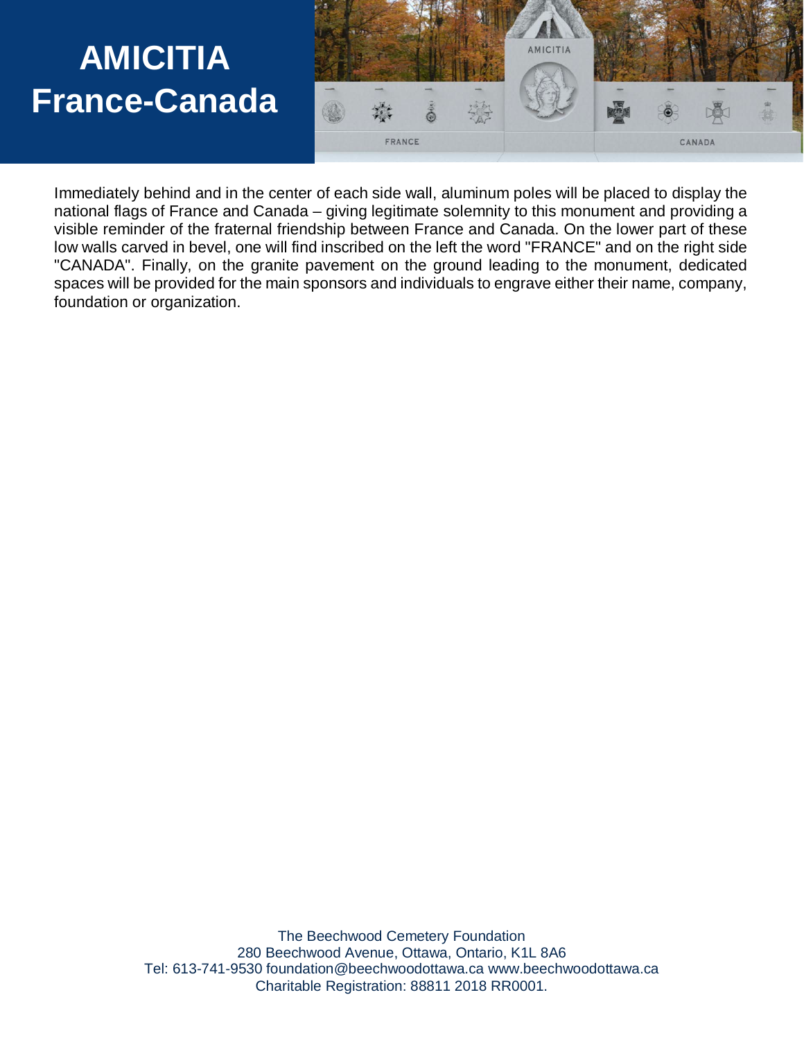# AMICITIA France-Canada

Immediately behind and in the center of each side wall, aluminum poles will be placed to display the national flags of France and Canada – giving legitimate solemnity to this monument and providing a visible reminder of the fraternal friendship between France and Canada. On the lower part of these low walls carved in bevel, one will find inscribed on the left the word "FRANCE" and on the right side "CANADA". Finally, on the granite pavement on the ground leading to the monument, dedicated spaces will be provided for the main sponsors and individuals to engrave either their name, company, foundation or organization.

The Beechwood Cemetery Foundation
280 Beechwood Avenue, Ottawa, Ontario, K1L 8A6
Tel: 613-741-9530 foundation@beechwoodottawa.ca www.beechwoodottawa.ca
Charitable Registration: 88811 2018 RR0001.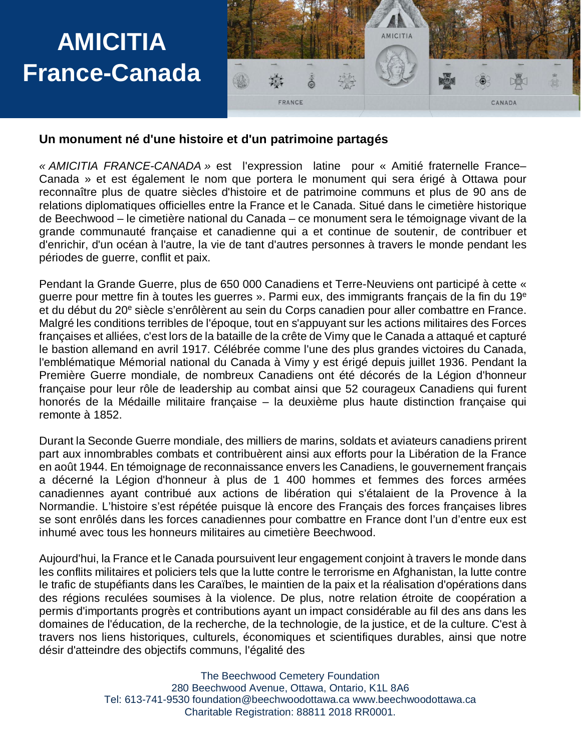# AMICITIA France-Canada

## Un monument né d'une histoire et d'un patrimoine partagés

*« AMICITIA FRANCE-CANADA »* est l'expression latine pour « Amitié fraternelle France–Canada » et est également le nom que portera le monument qui sera érigé à Ottawa pour reconnaître plus de quatre siècles d'histoire et de patrimoine communs et plus de 90 ans de relations diplomatiques officielles entre la France et le Canada. Situé dans le cimetière historique de Beechwood – le cimetière national du Canada – ce monument sera le témoignage vivant de la grande communauté française et canadienne qui a et continue de soutenir, de contribuer et d'enrichir, d'un océan à l'autre, la vie de tant d'autres personnes à travers le monde pendant les périodes de guerre, conflit et paix.

Pendant la Grande Guerre, plus de 650 000 Canadiens et Terre-Neuviens ont participé à cette « guerre pour mettre fin à toutes les guerres ». Parmi eux, des immigrants français de la fin du 19e et du début du 20e siècle s'enrôlèrent au sein du Corps canadien pour aller combattre en France. Malgré les conditions terribles de l'époque, tout en s'appuyant sur les actions militaires des Forces françaises et alliées, c'est lors de la bataille de la crête de Vimy que le Canada a attaqué et capturé le bastion allemand en avril 1917. Célébrée comme l'une des plus grandes victoires du Canada, l'emblématique Mémorial national du Canada à Vimy y est érigé depuis juillet 1936. Pendant la Première Guerre mondiale, de nombreux Canadiens ont été décorés de la Légion d'honneur française pour leur rôle de leadership au combat ainsi que 52 courageux Canadiens qui furent honorés de la Médaille militaire française – la deuxième plus haute distinction française qui remonte à 1852.

Durant la Seconde Guerre mondiale, des milliers de marins, soldats et aviateurs canadiens prirent part aux innombrables combats et contribuèrent ainsi aux efforts pour la Libération de la France en août 1944. En témoignage de reconnaissance envers les Canadiens, le gouvernement français a décerné la Légion d'honneur à plus de 1 400 hommes et femmes des forces armées canadiennes ayant contribué aux actions de libération qui s'étalaient de la Provence à la Normandie. L'histoire s'est répétée puisque là encore des Français des forces françaises libres se sont enrôlés dans les forces canadiennes pour combattre en France dont l'un d'entre eux est inhumé avec tous les honneurs militaires au cimetière Beechwood.

Aujourd'hui, la France et le Canada poursuivent leur engagement conjoint à travers le monde dans les conflits militaires et policiers tels que la lutte contre le terrorisme en Afghanistan, la lutte contre le trafic de stupéfiants dans les Caraïbes, le maintien de la paix et la réalisation d'opérations dans des régions reculées soumises à la violence. De plus, notre relation étroite de coopération a permis d'importants progrès et contributions ayant un impact considérable au fil des ans dans les domaines de l'éducation, de la recherche, de la technologie, de la justice, et de la culture. C'est à travers nos liens historiques, culturels, économiques et scientifiques durables, ainsi que notre désir d'atteindre des objectifs communs, l'égalité des

The Beechwood Cemetery Foundation
280 Beechwood Avenue, Ottawa, Ontario, K1L 8A6
Tel: 613-741-9530 foundation@beechwoodottawa.ca www.beechwoodottawa.ca
Charitable Registration: 88811 2018 RR0001.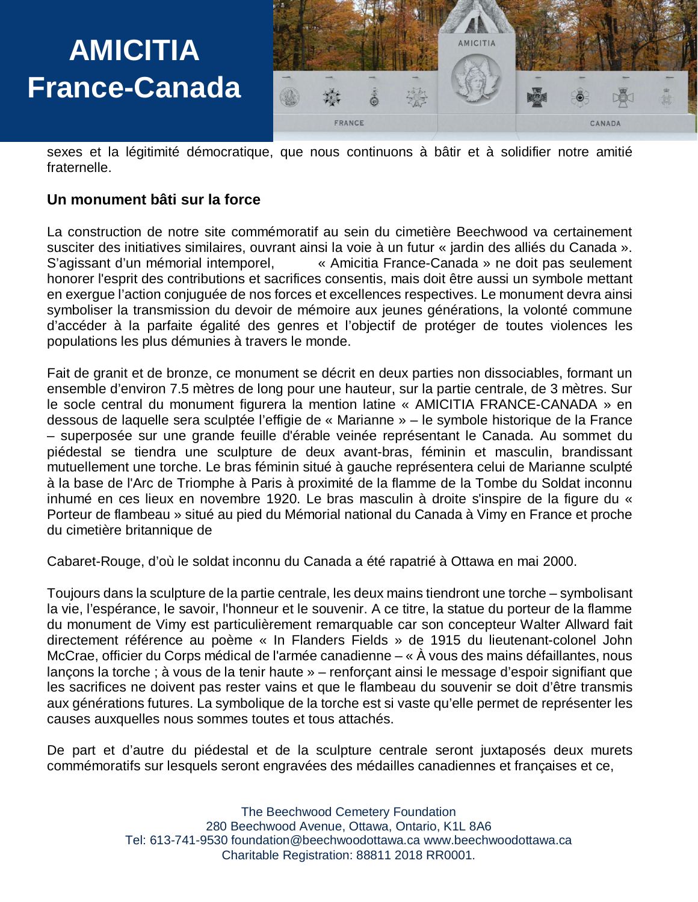sexes et la légitimité démocratique, que nous continuons à bâtir et à solidifier notre amitié fraternelle.

**Un monument bâti sur la force**

La construction de notre site commémoratif au sein du cimetière Beechwood va certainement susciter des initiatives similaires, ouvrant ainsi la voie à un futur « jardin des alliés du Canada ». S'agissant d'un mémorial intemporel, « Amicitia France-Canada » ne doit pas seulement honorer l'esprit des contributions et sacrifices consentis, mais doit être aussi un symbole mettant en exergue l'action conjuguée de nos forces et excellences respectives. Le monument devra ainsi symboliser la transmission du devoir de mémoire aux jeunes générations, la volonté commune d'accéder à la parfaite égalité des genres et l'objectif de protéger de toutes violences les populations les plus démunies à travers le monde.

Fait de granit et de bronze, ce monument se décrit en deux parties non dissociables, formant un ensemble d'environ 7.5 mètres de long pour une hauteur, sur la partie centrale, de 3 mètres. Sur le socle central du monument figurera la mention latine « AMICITIA FRANCE-CANADA » en dessous de laquelle sera sculptée l'effigie de « Marianne » – le symbole historique de la France – superposée sur une grande feuille d'érable veinée représentant le Canada. Au sommet du piédestal se tiendra une sculpture de deux avant-bras, féminin et masculin, brandissant mutuellement une torche. Le bras féminin situé à gauche représentera celui de Marianne sculpté à la base de l'Arc de Triomphe à Paris à proximité de la flamme de la Tombe du Soldat inconnu inhumé en ces lieux en novembre 1920. Le bras masculin à droite s'inspire de la figure du « Porteur de flambeau » situé au pied du Mémorial national du Canada à Vimy en France et proche du cimetière britannique de

Cabaret-Rouge, d'où le soldat inconnu du Canada a été rapatrié à Ottawa en mai 2000.

Toujours dans la sculpture de la partie centrale, les deux mains tiendront une torche – symbolisant la vie, l'espérance, le savoir, l'honneur et le souvenir. A ce titre, la statue du porteur de la flamme du monument de Vimy est particulièrement remarquable car son concepteur Walter Allward fait directement référence au poème « In Flanders Fields » de 1915 du lieutenant-colonel John McCrae, officier du Corps médical de l'armée canadienne – « À vous des mains défaillantes, nous lançons la torche ; à vous de la tenir haute » – renforçant ainsi le message d'espoir signifiant que les sacrifices ne doivent pas rester vains et que le flambeau du souvenir se doit d'être transmis aux générations futures. La symbolique de la torche est si vaste qu'elle permet de représenter les causes auxquelles nous sommes toutes et tous attachés.

De part et d'autre du piédestal et de la sculpture centrale seront juxtaposés deux murets commémoratifs sur lesquels seront engravées des médailles canadiennes et françaises et ce,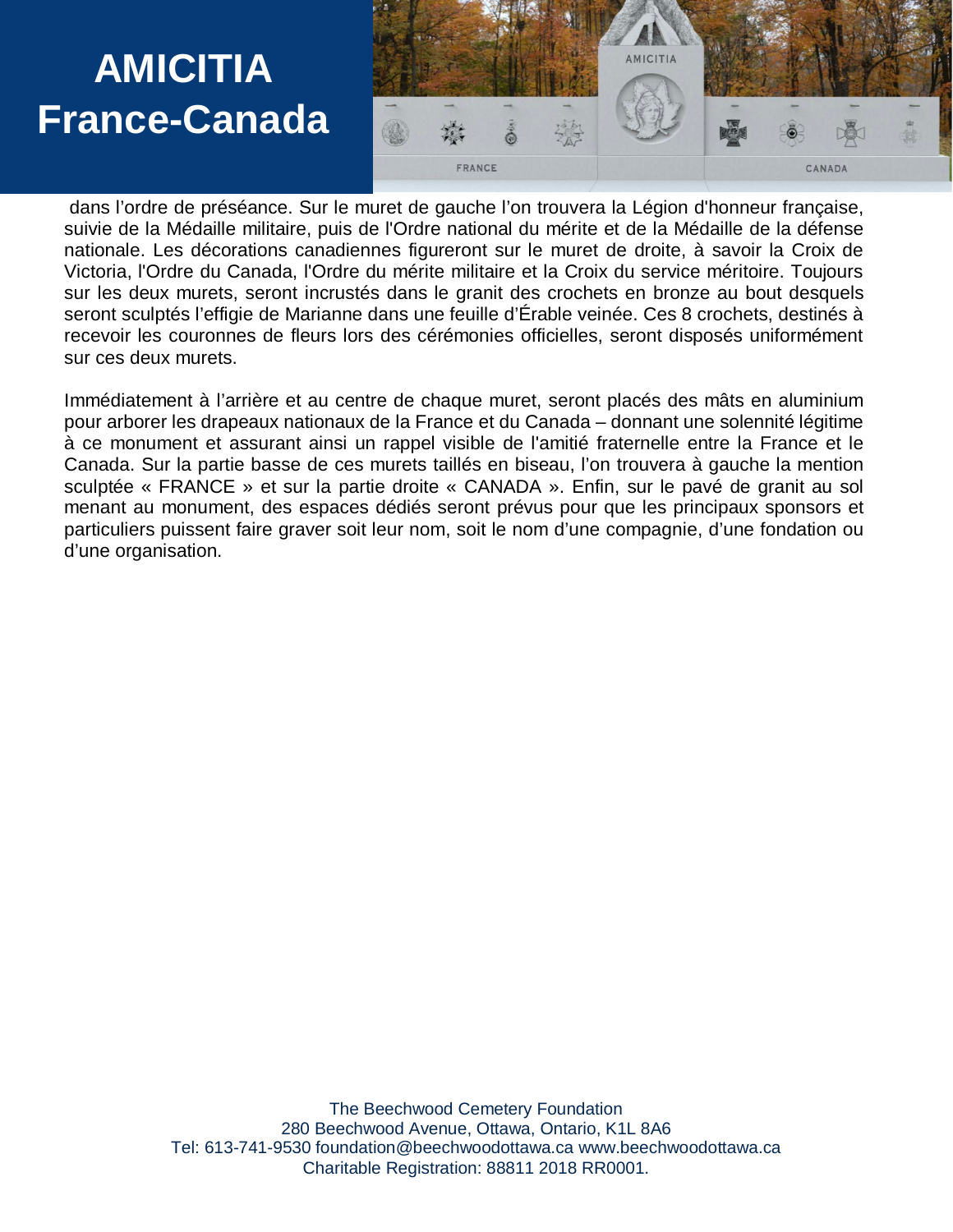# AMICITIA France-Canada

dans l'ordre de préséance. Sur le muret de gauche l'on trouvera la Légion d'honneur française, suivie de la Médaille militaire, puis de l'Ordre national du mérite et de la Médaille de la défense nationale. Les décorations canadiennes figureront sur le muret de droite, à savoir la Croix de Victoria, l'Ordre du Canada, l'Ordre du mérite militaire et la Croix du service méritoire. Toujours sur les deux murets, seront incrustés dans le granit des crochets en bronze au bout desquels seront sculptés l'effigie de Marianne dans une feuille d'Érable veinée. Ces 8 crochets, destinés à recevoir les couronnes de fleurs lors des cérémonies officielles, seront disposés uniformément sur ces deux murets.

Immédiatement à l'arrière et au centre de chaque muret, seront placés des mâts en aluminium pour arborer les drapeaux nationaux de la France et du Canada – donnant une solennité légitime à ce monument et assurant ainsi un rappel visible de l'amitié fraternelle entre la France et le Canada. Sur la partie basse de ces murets taillés en biseau, l'on trouvera à gauche la mention sculptée « FRANCE » et sur la partie droite « CANADA ». Enfin, sur le pavé de granit au sol menant au monument, des espaces dédiés seront prévus pour que les principaux sponsors et particuliers puissent faire graver soit leur nom, soit le nom d'une compagnie, d'une fondation ou d'une organisation.

The Beechwood Cemetery Foundation
280 Beechwood Avenue, Ottawa, Ontario, K1L 8A6
Tel: 613-741-9530 foundation@beechwoodottawa.ca www.beechwoodottawa.ca
Charitable Registration: 88811 2018 RR0001.